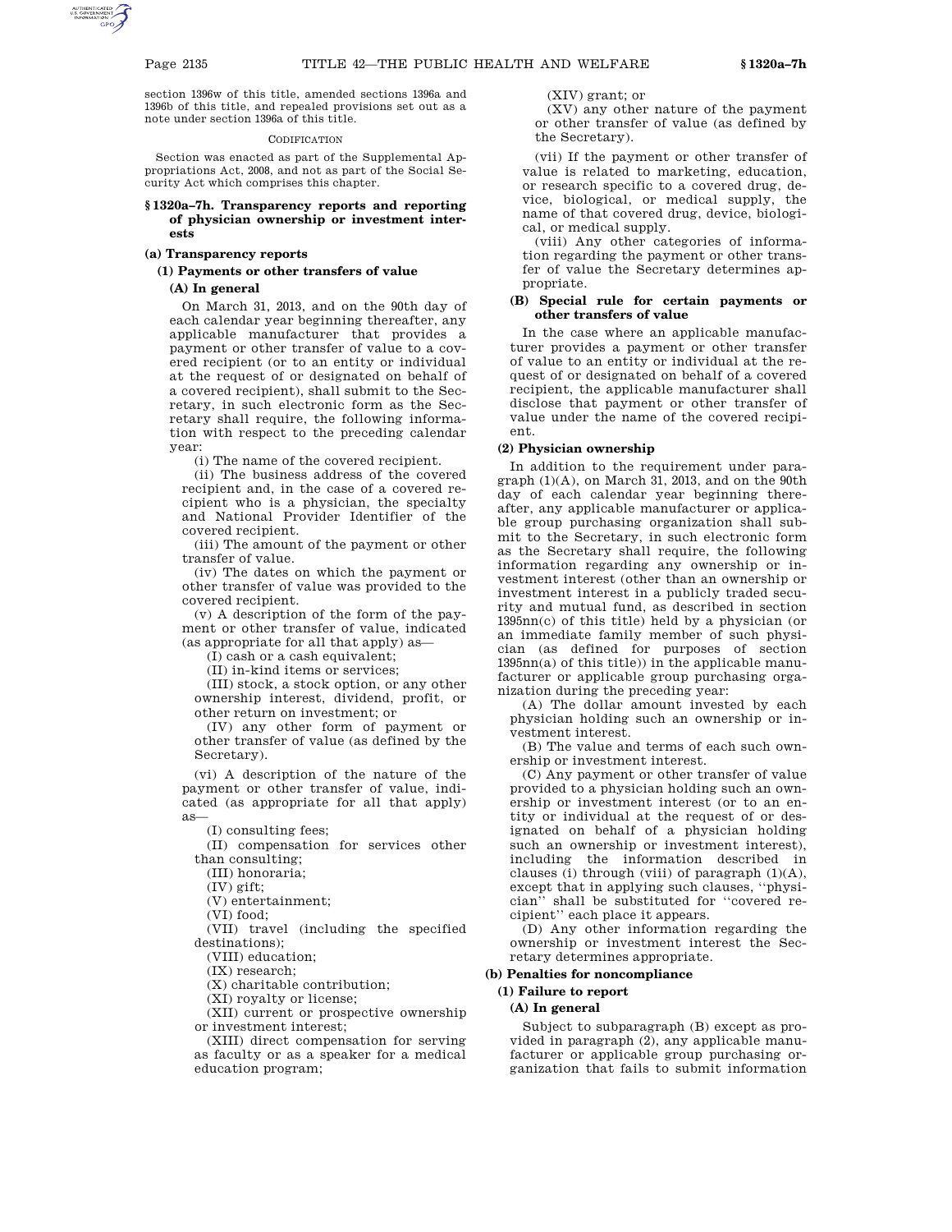section 1396w of this title, amended sections 1396a and 1396b of this title, and repealed provisions set out as a note under section 1396a of this title.

CODIFICATION

Section was enacted as part of the Supplemental Appropriations Act, 2008, and not as part of the Social Security Act which comprises this chapter.

### § 1320a–7h. Transparency reports and reporting of physician ownership or investment interests

#### (a) Transparency reports

##### (1) Payments or other transfers of value

###### (A) In general

On March 31, 2013, and on the 90th day of each calendar year beginning thereafter, any applicable manufacturer that provides a payment or other transfer of value to a covered recipient (or to an entity or individual at the request of or designated on behalf of a covered recipient), shall submit to the Secretary, in such electronic form as the Secretary shall require, the following information with respect to the preceding calendar year:

(i) The name of the covered recipient.

(ii) The business address of the covered recipient and, in the case of a covered recipient who is a physician, the specialty and National Provider Identifier of the covered recipient.

(iii) The amount of the payment or other transfer of value.

(iv) The dates on which the payment or other transfer of value was provided to the covered recipient.

(v) A description of the form of the payment or other transfer of value, indicated (as appropriate for all that apply) as—

(I) cash or a cash equivalent;

(II) in-kind items or services;

(III) stock, a stock option, or any other ownership interest, dividend, profit, or other return on investment; or

(IV) any other form of payment or other transfer of value (as defined by the Secretary).

(vi) A description of the nature of the payment or other transfer of value, indicated (as appropriate for all that apply) as—

(I) consulting fees;

(II) compensation for services other than consulting;

(III) honoraria;

(IV) gift;

(V) entertainment;

(VI) food;

(VII) travel (including the specified destinations);

(VIII) education;

(IX) research;

(X) charitable contribution;

(XI) royalty or license;

(XII) current or prospective ownership or investment interest;

(XIII) direct compensation for serving as faculty or as a speaker for a medical education program;

(XIV) grant; or

(XV) any other nature of the payment or other transfer of value (as defined by the Secretary).

(vii) If the payment or other transfer of value is related to marketing, education, or research specific to a covered drug, device, biological, or medical supply, the name of that covered drug, device, biological, or medical supply.

(viii) Any other categories of information regarding the payment or other transfer of value the Secretary determines appropriate.

###### (B) Special rule for certain payments or other transfers of value

In the case where an applicable manufacturer provides a payment or other transfer of value to an entity or individual at the request of or designated on behalf of a covered recipient, the applicable manufacturer shall disclose that payment or other transfer of value under the name of the covered recipient.

##### (2) Physician ownership

In addition to the requirement under paragraph (1)(A), on March 31, 2013, and on the 90th day of each calendar year beginning thereafter, any applicable manufacturer or applicable group purchasing organization shall submit to the Secretary, in such electronic form as the Secretary shall require, the following information regarding any ownership or investment interest (other than an ownership or investment interest in a publicly traded security and mutual fund, as described in section 1395nn(c) of this title) held by a physician (or an immediate family member of such physician (as defined for purposes of section 1395nn(a) of this title)) in the applicable manufacturer or applicable group purchasing organization during the preceding year:

(A) The dollar amount invested by each physician holding such an ownership or investment interest.

(B) The value and terms of each such ownership or investment interest.

(C) Any payment or other transfer of value provided to a physician holding such an ownership or investment interest (or to an entity or individual at the request of or designated on behalf of a physician holding such an ownership or investment interest), including the information described in clauses (i) through (viii) of paragraph (1)(A), except that in applying such clauses, "physician" shall be substituted for "covered recipient" each place it appears.

(D) Any other information regarding the ownership or investment interest the Secretary determines appropriate.

#### (b) Penalties for noncompliance

##### (1) Failure to report

###### (A) In general

Subject to subparagraph (B) except as provided in paragraph (2), any applicable manufacturer or applicable group purchasing organization that fails to submit information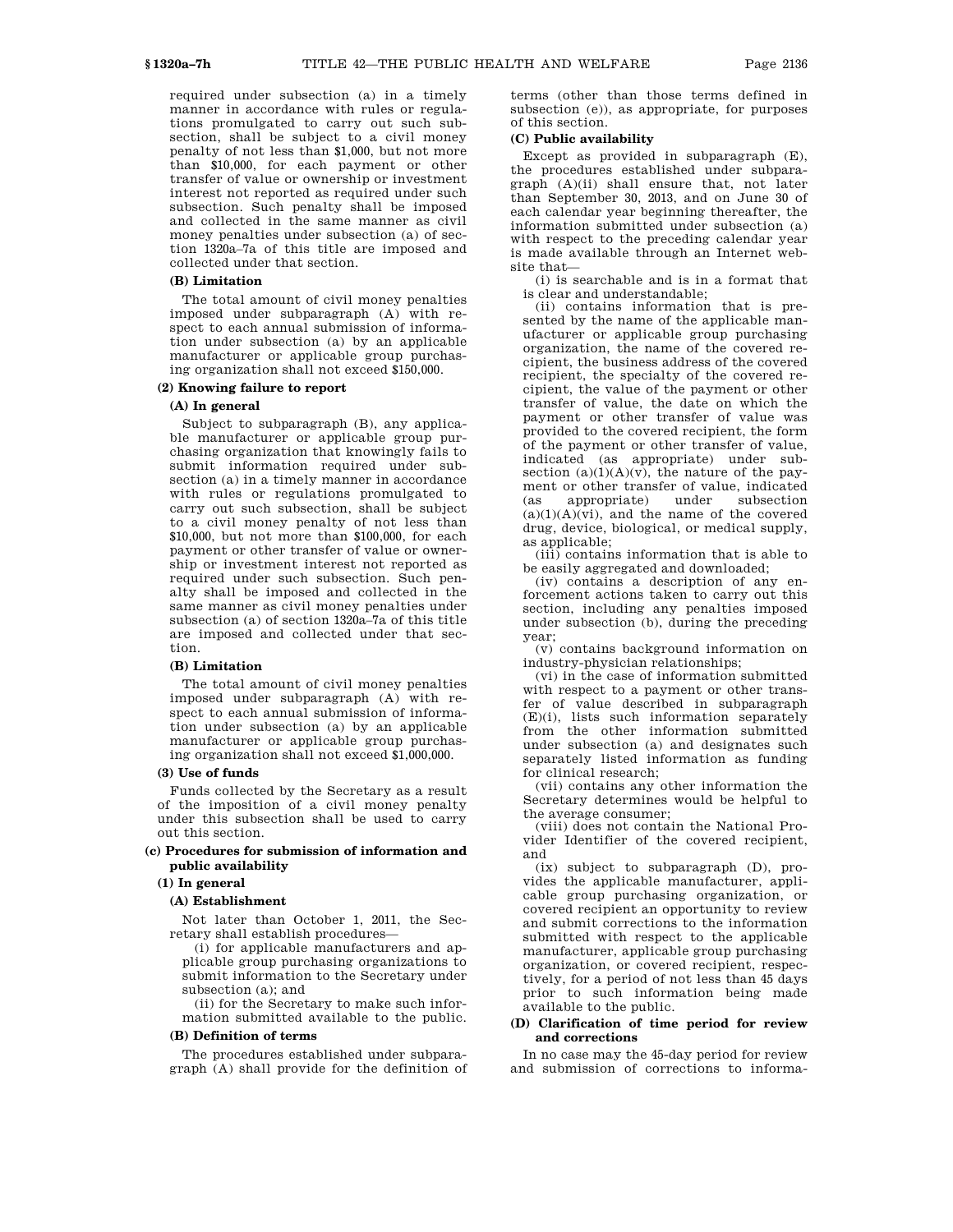required under subsection (a) in a timely manner in accordance with rules or regulations promulgated to carry out such subsection, shall be subject to a civil money penalty of not less than $1,000, but not more than $10,000, for each payment or other transfer of value or ownership or investment interest not reported as required under such subsection. Such penalty shall be imposed and collected in the same manner as civil money penalties under subsection (a) of section 1320a–7a of this title are imposed and collected under that section.

**(B) Limitation**

The total amount of civil money penalties imposed under subparagraph (A) with respect to each annual submission of information under subsection (a) by an applicable manufacturer or applicable group purchasing organization shall not exceed $150,000.

**(2) Knowing failure to report**

**(A) In general**

Subject to subparagraph (B), any applicable manufacturer or applicable group purchasing organization that knowingly fails to submit information required under subsection (a) in a timely manner in accordance with rules or regulations promulgated to carry out such subsection, shall be subject to a civil money penalty of not less than $10,000, but not more than $100,000, for each payment or other transfer of value or ownership or investment interest not reported as required under such subsection. Such penalty shall be imposed and collected in the same manner as civil money penalties under subsection (a) of section 1320a–7a of this title are imposed and collected under that section.

**(B) Limitation**

The total amount of civil money penalties imposed under subparagraph (A) with respect to each annual submission of information under subsection (a) by an applicable manufacturer or applicable group purchasing organization shall not exceed $1,000,000.

**(3) Use of funds**

Funds collected by the Secretary as a result of the imposition of a civil money penalty under this subsection shall be used to carry out this section.

**(c) Procedures for submission of information and public availability**

**(1) In general**

**(A) Establishment**

Not later than October 1, 2011, the Secretary shall establish procedures—

(i) for applicable manufacturers and applicable group purchasing organizations to submit information to the Secretary under subsection (a); and

(ii) for the Secretary to make such information submitted available to the public.

**(B) Definition of terms**

The procedures established under subparagraph (A) shall provide for the definition of terms (other than those terms defined in subsection (e)), as appropriate, for purposes of this section.

**(C) Public availability**

Except as provided in subparagraph (E), the procedures established under subparagraph (A)(ii) shall ensure that, not later than September 30, 2013, and on June 30 of each calendar year beginning thereafter, the information submitted under subsection (a) with respect to the preceding calendar year is made available through an Internet website that—

(i) is searchable and is in a format that is clear and understandable;

(ii) contains information that is presented by the name of the applicable manufacturer or applicable group purchasing organization, the name of the covered recipient, the business address of the covered recipient, the specialty of the covered recipient, the value of the payment or other transfer of value, the date on which the payment or other transfer of value was provided to the covered recipient, the form of the payment or other transfer of value, indicated (as appropriate) under subsection (a)(1)(A)(v), the nature of the payment or other transfer of value, indicated (as appropriate) under subsection (a)(1)(A)(vi), and the name of the covered drug, device, biological, or medical supply, as applicable;

(iii) contains information that is able to be easily aggregated and downloaded;

(iv) contains a description of any enforcement actions taken to carry out this section, including any penalties imposed under subsection (b), during the preceding year;

(v) contains background information on industry-physician relationships;

(vi) in the case of information submitted with respect to a payment or other transfer of value described in subparagraph (E)(i), lists such information separately from the other information submitted under subsection (a) and designates such separately listed information as funding for clinical research;

(vii) contains any other information the Secretary determines would be helpful to the average consumer;

(viii) does not contain the National Provider Identifier of the covered recipient, and

(ix) subject to subparagraph (D), provides the applicable manufacturer, applicable group purchasing organization, or covered recipient an opportunity to review and submit corrections to the information submitted with respect to the applicable manufacturer, applicable group purchasing organization, or covered recipient, respectively, for a period of not less than 45 days prior to such information being made available to the public.

**(D) Clarification of time period for review and corrections**

In no case may the 45-day period for review and submission of corrections to informa-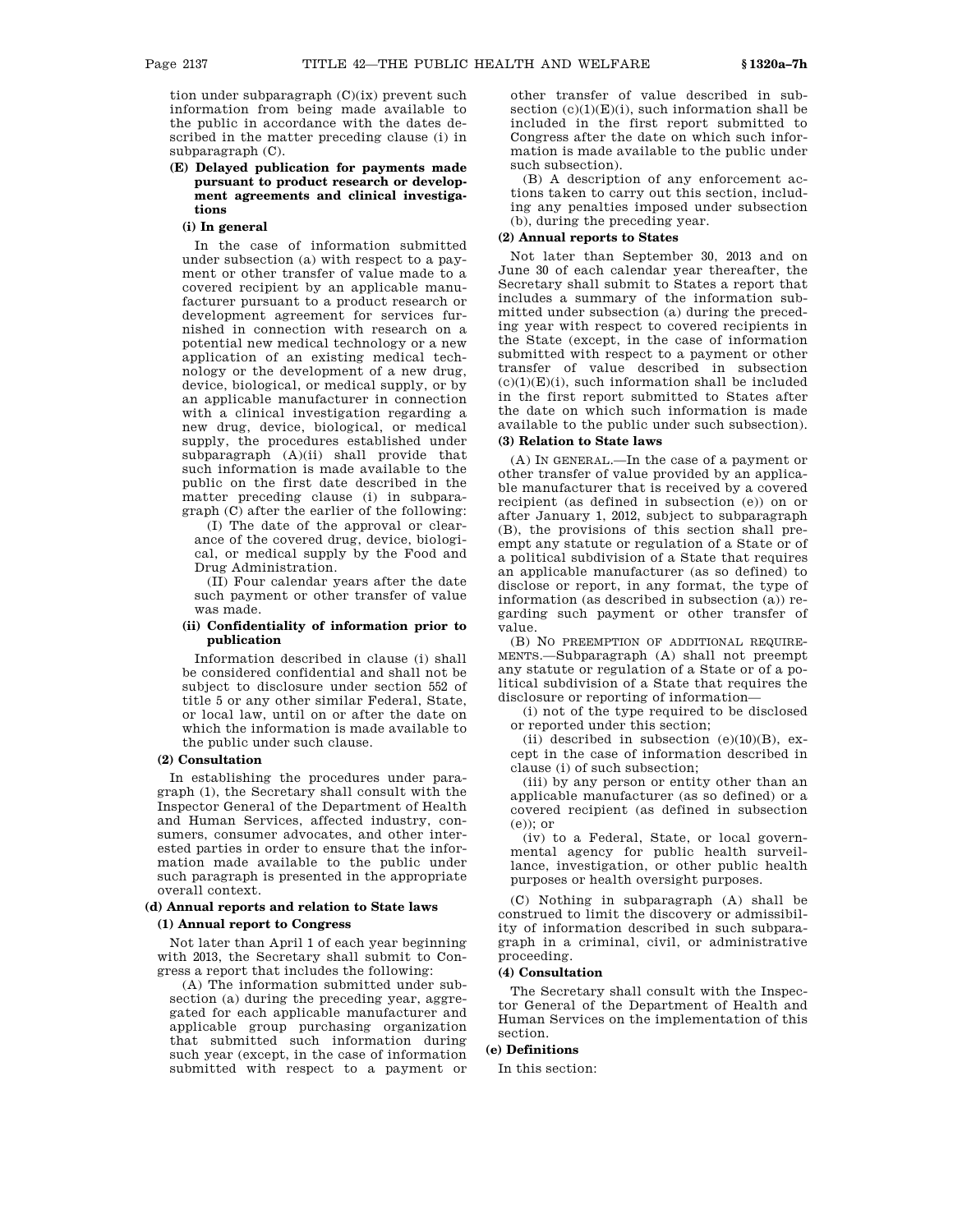tion under subparagraph (C)(ix) prevent such information from being made available to the public in accordance with the dates described in the matter preceding clause (i) in subparagraph (C).

**(E) Delayed publication for payments made pursuant to product research or development agreements and clinical investigations**

**(i) In general**

In the case of information submitted under subsection (a) with respect to a payment or other transfer of value made to a covered recipient by an applicable manufacturer pursuant to a product research or development agreement for services furnished in connection with research on a potential new medical technology or a new application of an existing medical technology or the development of a new drug, device, biological, or medical supply, or by an applicable manufacturer in connection with a clinical investigation regarding a new drug, device, biological, or medical supply, the procedures established under subparagraph (A)(ii) shall provide that such information is made available to the public on the first date described in the matter preceding clause (i) in subparagraph (C) after the earlier of the following:

(I) The date of the approval or clearance of the covered drug, device, biological, or medical supply by the Food and Drug Administration.

(II) Four calendar years after the date such payment or other transfer of value was made.

**(ii) Confidentiality of information prior to publication**

Information described in clause (i) shall be considered confidential and shall not be subject to disclosure under section 552 of title 5 or any other similar Federal, State, or local law, until on or after the date on which the information is made available to the public under such clause.

**(2) Consultation**

In establishing the procedures under paragraph (1), the Secretary shall consult with the Inspector General of the Department of Health and Human Services, affected industry, consumers, consumer advocates, and other interested parties in order to ensure that the information made available to the public under such paragraph is presented in the appropriate overall context.

**(d) Annual reports and relation to State laws**

**(1) Annual report to Congress**

Not later than April 1 of each year beginning with 2013, the Secretary shall submit to Congress a report that includes the following:

(A) The information submitted under subsection (a) during the preceding year, aggregated for each applicable manufacturer and applicable group purchasing organization that submitted such information during such year (except, in the case of information submitted with respect to a payment or other transfer of value described in subsection (c)(1)(E)(i), such information shall be included in the first report submitted to Congress after the date on which such information is made available to the public under such subsection).

(B) A description of any enforcement actions taken to carry out this section, including any penalties imposed under subsection (b), during the preceding year.

**(2) Annual reports to States**

Not later than September 30, 2013 and on June 30 of each calendar year thereafter, the Secretary shall submit to States a report that includes a summary of the information submitted under subsection (a) during the preceding year with respect to covered recipients in the State (except, in the case of information submitted with respect to a payment or other transfer of value described in subsection (c)(1)(E)(i), such information shall be included in the first report submitted to States after the date on which such information is made available to the public under such subsection).

**(3) Relation to State laws**

(A) IN GENERAL.—In the case of a payment or other transfer of value provided by an applicable manufacturer that is received by a covered recipient (as defined in subsection (e)) on or after January 1, 2012, subject to subparagraph (B), the provisions of this section shall preempt any statute or regulation of a State or of a political subdivision of a State that requires an applicable manufacturer (as so defined) to disclose or report, in any format, the type of information (as described in subsection (a)) regarding such payment or other transfer of value.

(B) NO PREEMPTION OF ADDITIONAL REQUIREMENTS.—Subparagraph (A) shall not preempt any statute or regulation of a State or of a political subdivision of a State that requires the disclosure or reporting of information—

(i) not of the type required to be disclosed or reported under this section;

(ii) described in subsection (e)(10)(B), except in the case of information described in clause (i) of such subsection;

(iii) by any person or entity other than an applicable manufacturer (as so defined) or a covered recipient (as defined in subsection (e)); or

(iv) to a Federal, State, or local governmental agency for public health surveillance, investigation, or other public health purposes or health oversight purposes.

(C) Nothing in subparagraph (A) shall be construed to limit the discovery or admissibility of information described in such subparagraph in a criminal, civil, or administrative proceeding.

**(4) Consultation**

The Secretary shall consult with the Inspector General of the Department of Health and Human Services on the implementation of this section.

**(e) Definitions**

In this section: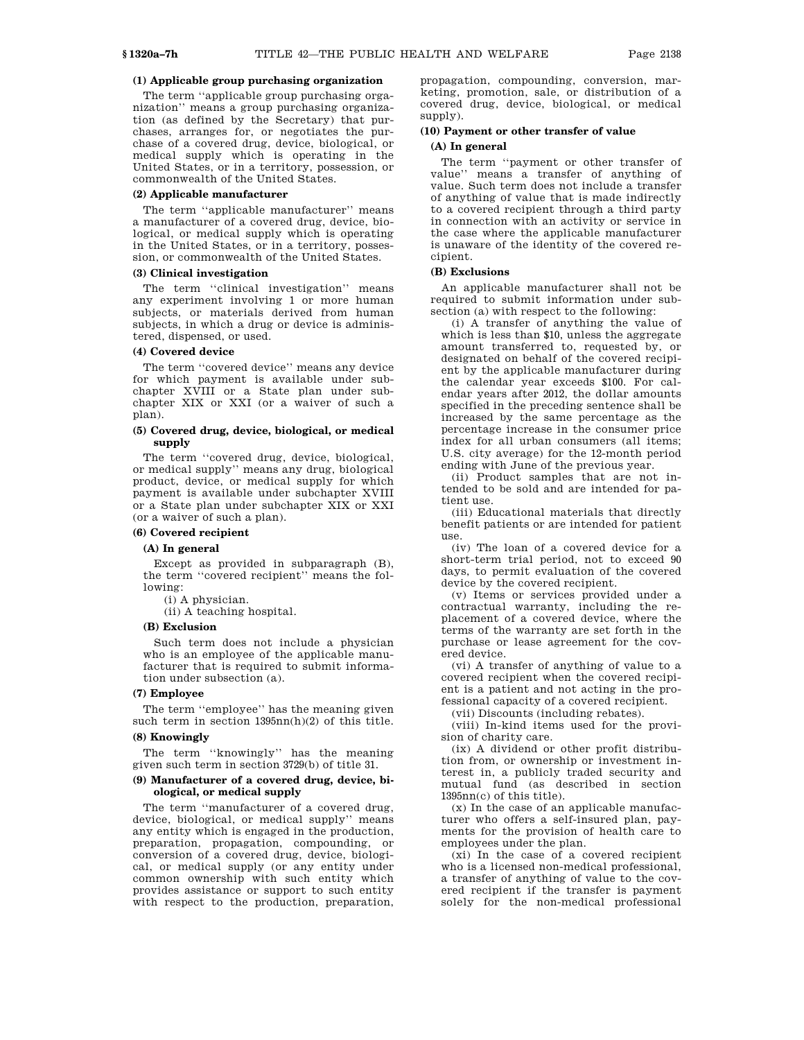**(1) Applicable group purchasing organization**

The term ''applicable group purchasing organization'' means a group purchasing organization (as defined by the Secretary) that purchases, arranges for, or negotiates the purchase of a covered drug, device, biological, or medical supply which is operating in the United States, or in a territory, possession, or commonwealth of the United States.

**(2) Applicable manufacturer**

The term ''applicable manufacturer'' means a manufacturer of a covered drug, device, biological, or medical supply which is operating in the United States, or in a territory, possession, or commonwealth of the United States.

**(3) Clinical investigation**

The term ''clinical investigation'' means any experiment involving 1 or more human subjects, or materials derived from human subjects, in which a drug or device is administered, dispensed, or used.

**(4) Covered device**

The term ''covered device'' means any device for which payment is available under subchapter XVIII or a State plan under subchapter XIX or XXI (or a waiver of such a plan).

**(5) Covered drug, device, biological, or medical supply**

The term ''covered drug, device, biological, or medical supply'' means any drug, biological product, device, or medical supply for which payment is available under subchapter XVIII or a State plan under subchapter XIX or XXI (or a waiver of such a plan).

**(6) Covered recipient**

**(A) In general**

Except as provided in subparagraph (B), the term ''covered recipient'' means the following:

(i) A physician.

(ii) A teaching hospital.

**(B) Exclusion**

Such term does not include a physician who is an employee of the applicable manufacturer that is required to submit information under subsection (a).

**(7) Employee**

The term ''employee'' has the meaning given such term in section 1395nn(h)(2) of this title.

**(8) Knowingly**

The term ''knowingly'' has the meaning given such term in section 3729(b) of title 31.

**(9) Manufacturer of a covered drug, device, biological, or medical supply**

The term ''manufacturer of a covered drug, device, biological, or medical supply'' means any entity which is engaged in the production, preparation, propagation, compounding, or conversion of a covered drug, device, biological, or medical supply (or any entity under common ownership with such entity which provides assistance or support to such entity with respect to the production, preparation, propagation, compounding, conversion, marketing, promotion, sale, or distribution of a covered drug, device, biological, or medical supply).

**(10) Payment or other transfer of value**

**(A) In general**

The term ''payment or other transfer of value'' means a transfer of anything of value. Such term does not include a transfer of anything of value that is made indirectly to a covered recipient through a third party in connection with an activity or service in the case where the applicable manufacturer is unaware of the identity of the covered recipient.

**(B) Exclusions**

An applicable manufacturer shall not be required to submit information under subsection (a) with respect to the following:

(i) A transfer of anything the value of which is less than $10, unless the aggregate amount transferred to, requested by, or designated on behalf of the covered recipient by the applicable manufacturer during the calendar year exceeds $100. For calendar years after 2012, the dollar amounts specified in the preceding sentence shall be increased by the same percentage as the percentage increase in the consumer price index for all urban consumers (all items; U.S. city average) for the 12-month period ending with June of the previous year.

(ii) Product samples that are not intended to be sold and are intended for patient use.

(iii) Educational materials that directly benefit patients or are intended for patient use.

(iv) The loan of a covered device for a short-term trial period, not to exceed 90 days, to permit evaluation of the covered device by the covered recipient.

(v) Items or services provided under a contractual warranty, including the replacement of a covered device, where the terms of the warranty are set forth in the purchase or lease agreement for the covered device.

(vi) A transfer of anything of value to a covered recipient when the covered recipient is a patient and not acting in the professional capacity of a covered recipient.

(vii) Discounts (including rebates).

(viii) In-kind items used for the provision of charity care.

(ix) A dividend or other profit distribution from, or ownership or investment interest in, a publicly traded security and mutual fund (as described in section 1395nn(c) of this title).

(x) In the case of an applicable manufacturer who offers a self-insured plan, payments for the provision of health care to employees under the plan.

(xi) In the case of a covered recipient who is a licensed non-medical professional, a transfer of anything of value to the covered recipient if the transfer is payment solely for the non-medical professional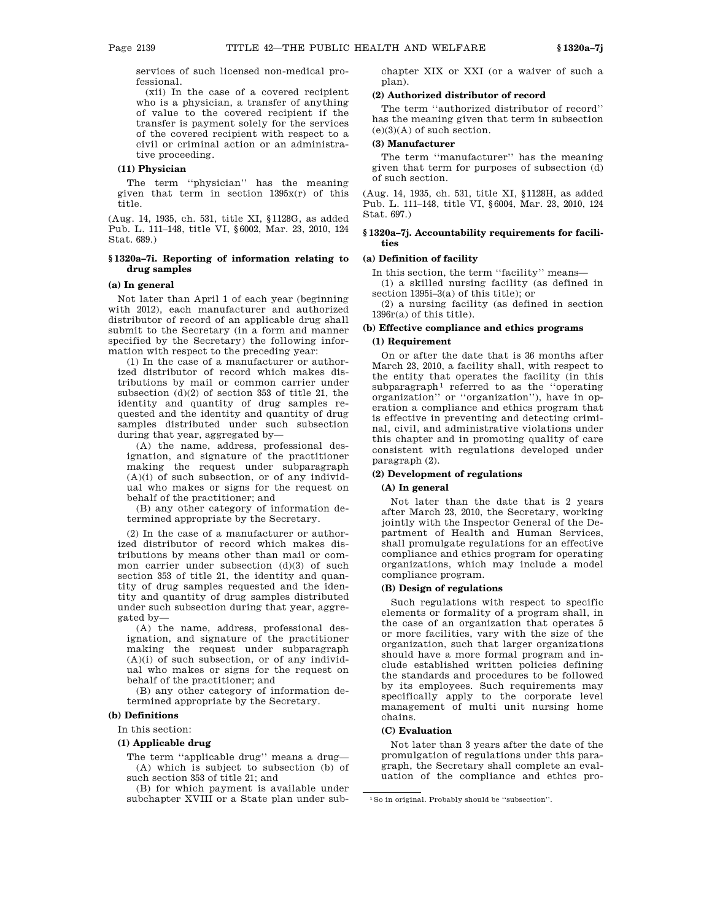services of such licensed non-medical professional.

(xii) In the case of a covered recipient who is a physician, a transfer of anything of value to the covered recipient if the transfer is payment solely for the services of the covered recipient with respect to a civil or criminal action or an administrative proceeding.

**(11) Physician**

The term "physician" has the meaning given that term in section 1395x(r) of this title.

(Aug. 14, 1935, ch. 531, title XI, §1128G, as added Pub. L. 111–148, title VI, §6002, Mar. 23, 2010, 124 Stat. 689.)

### §1320a–7i. Reporting of information relating to drug samples

**(a) In general**

Not later than April 1 of each year (beginning with 2012), each manufacturer and authorized distributor of record of an applicable drug shall submit to the Secretary (in a form and manner specified by the Secretary) the following information with respect to the preceding year:

(1) In the case of a manufacturer or authorized distributor of record which makes distributions by mail or common carrier under subsection (d)(2) of section 353 of title 21, the identity and quantity of drug samples requested and the identity and quantity of drug samples distributed under such subsection during that year, aggregated by—

(A) the name, address, professional designation, and signature of the practitioner making the request under subparagraph (A)(i) of such subsection, or of any individual who makes or signs for the request on behalf of the practitioner; and

(B) any other category of information determined appropriate by the Secretary.

(2) In the case of a manufacturer or authorized distributor of record which makes distributions by means other than mail or common carrier under subsection (d)(3) of such section 353 of title 21, the identity and quantity of drug samples requested and the identity and quantity of drug samples distributed under such subsection during that year, aggregated by—

(A) the name, address, professional designation, and signature of the practitioner making the request under subparagraph (A)(i) of such subsection, or of any individual who makes or signs for the request on behalf of the practitioner; and

(B) any other category of information determined appropriate by the Secretary.

**(b) Definitions**

In this section:

**(1) Applicable drug**

The term "applicable drug" means a drug—

(A) which is subject to subsection (b) of such section 353 of title 21; and

(B) for which payment is available under subchapter XVIII or a State plan under subchapter XIX or XXI (or a waiver of such a plan).

**(2) Authorized distributor of record**

The term "authorized distributor of record" has the meaning given that term in subsection (e)(3)(A) of such section.

**(3) Manufacturer**

The term "manufacturer" has the meaning given that term for purposes of subsection (d) of such section.

(Aug. 14, 1935, ch. 531, title XI, §1128H, as added Pub. L. 111–148, title VI, §6004, Mar. 23, 2010, 124 Stat. 697.)

### §1320a–7j. Accountability requirements for facilities

**(a) Definition of facility**

In this section, the term "facility" means—

(1) a skilled nursing facility (as defined in section 1395i–3(a) of this title); or

(2) a nursing facility (as defined in section 1396r(a) of this title).

**(b) Effective compliance and ethics programs**

**(1) Requirement**

On or after the date that is 36 months after March 23, 2010, a facility shall, with respect to the entity that operates the facility (in this subparagraph[1] referred to as the "operating organization" or "organization"), have in operation a compliance and ethics program that is effective in preventing and detecting criminal, civil, and administrative violations under this chapter and in promoting quality of care consistent with regulations developed under paragraph (2).

**(2) Development of regulations**

**(A) In general**

Not later than the date that is 2 years after March 23, 2010, the Secretary, working jointly with the Inspector General of the Department of Health and Human Services, shall promulgate regulations for an effective compliance and ethics program for operating organizations, which may include a model compliance program.

**(B) Design of regulations**

Such regulations with respect to specific elements or formality of a program shall, in the case of an organization that operates 5 or more facilities, vary with the size of the organization, such that larger organizations should have a more formal program and include established written policies defining the standards and procedures to be followed by its employees. Such requirements may specifically apply to the corporate level management of multi unit nursing home chains.

**(C) Evaluation**

Not later than 3 years after the date of the promulgation of regulations under this paragraph, the Secretary shall complete an evaluation of the compliance and ethics pro-

[1] So in original. Probably should be "subsection".